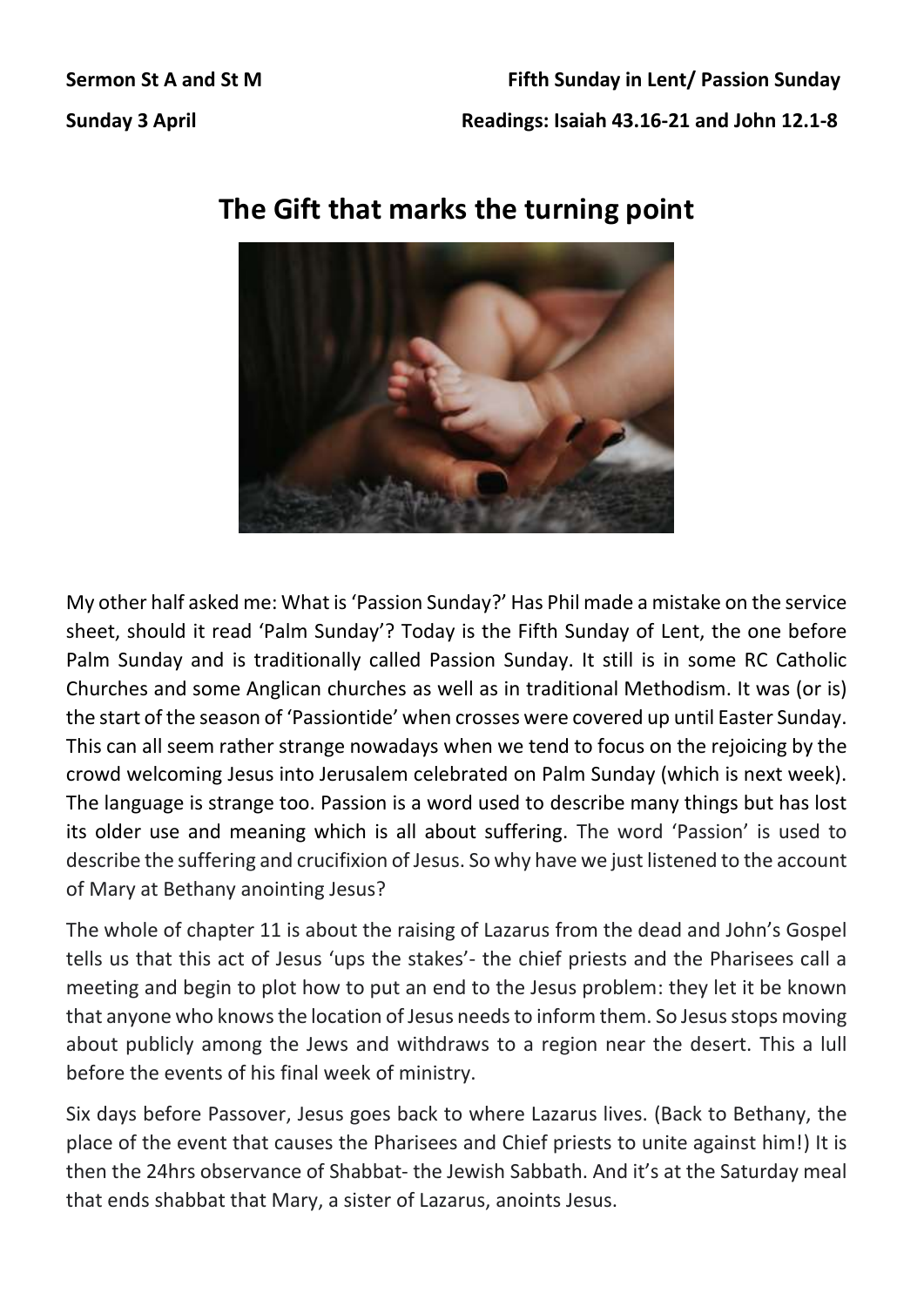**Sermon St A and St M** **Fifth Sunday in Lent/ Passion Sunday**

**Sunday 3 April** **Readings: Isaiah 43.16-21 and John 12.1-8**

# The Gift that marks the turning point

My other half asked me: What is 'Passion Sunday?' Has Phil made a mistake on the service sheet, should it read 'Palm Sunday'? Today is the Fifth Sunday of Lent, the one before Palm Sunday and is traditionally called Passion Sunday. It still is in some RC Catholic Churches and some Anglican churches as well as in traditional Methodism. It was (or is) the start of the season of 'Passiontide' when crosses were covered up until Easter Sunday. This can all seem rather strange nowadays when we tend to focus on the rejoicing by the crowd welcoming Jesus into Jerusalem celebrated on Palm Sunday (which is next week). The language is strange too. Passion is a word used to describe many things but has lost its older use and meaning which is all about suffering. The word 'Passion' is used to describe the suffering and crucifixion of Jesus. So why have we just listened to the account of Mary at Bethany anointing Jesus?

The whole of chapter 11 is about the raising of Lazarus from the dead and John's Gospel tells us that this act of Jesus 'ups the stakes'- the chief priests and the Pharisees call a meeting and begin to plot how to put an end to the Jesus problem: they let it be known that anyone who knows the location of Jesus needs to inform them. So Jesus stops moving about publicly among the Jews and withdraws to a region near the desert. This a lull before the events of his final week of ministry.

Six days before Passover, Jesus goes back to where Lazarus lives. (Back to Bethany, the place of the event that causes the Pharisees and Chief priests to unite against him!) It is then the 24hrs observance of Shabbat- the Jewish Sabbath. And it's at the Saturday meal that ends shabbat that Mary, a sister of Lazarus, anoints Jesus.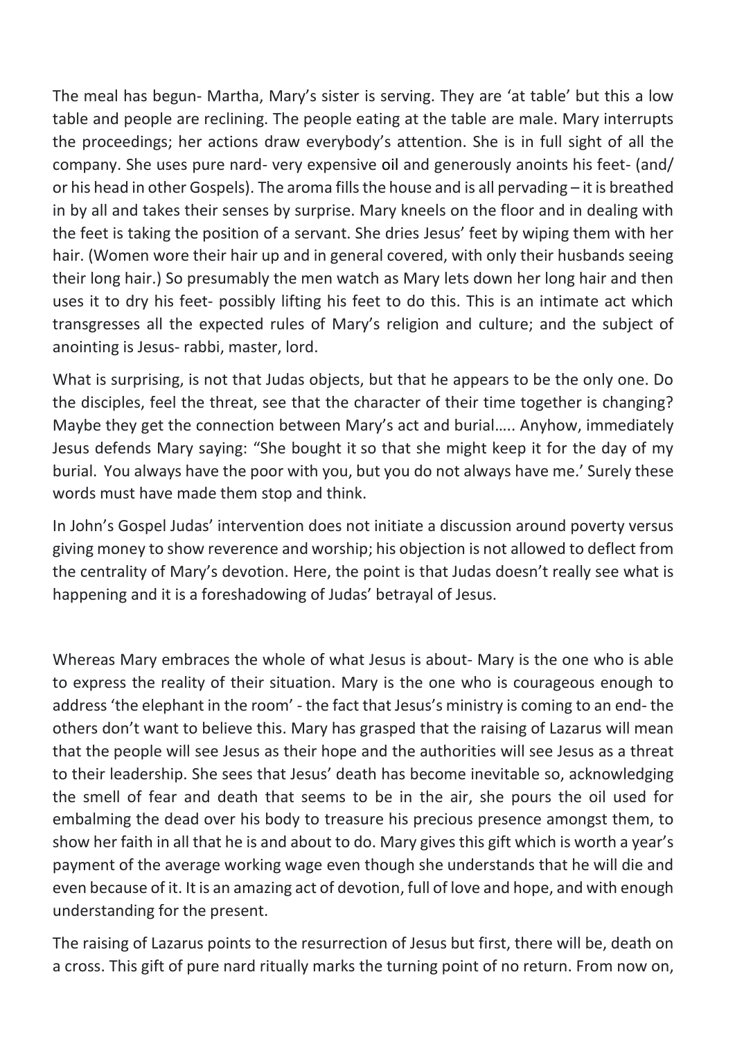The meal has begun- Martha, Mary's sister is serving. They are 'at table' but this a low table and people are reclining. The people eating at the table are male. Mary interrupts the proceedings; her actions draw everybody's attention. She is in full sight of all the company. She uses pure nard- very expensive oil and generously anoints his feet- (and/ or his head in other Gospels). The aroma fills the house and is all pervading – it is breathed in by all and takes their senses by surprise. Mary kneels on the floor and in dealing with the feet is taking the position of a servant. She dries Jesus' feet by wiping them with her hair. (Women wore their hair up and in general covered, with only their husbands seeing their long hair.) So presumably the men watch as Mary lets down her long hair and then uses it to dry his feet- possibly lifting his feet to do this. This is an intimate act which transgresses all the expected rules of Mary's religion and culture; and the subject of anointing is Jesus- rabbi, master, lord.

What is surprising, is not that Judas objects, but that he appears to be the only one. Do the disciples, feel the threat, see that the character of their time together is changing? Maybe they get the connection between Mary's act and burial….. Anyhow, immediately Jesus defends Mary saying: "She bought it so that she might keep it for the day of my burial. You always have the poor with you, but you do not always have me.' Surely these words must have made them stop and think.

In John's Gospel Judas' intervention does not initiate a discussion around poverty versus giving money to show reverence and worship; his objection is not allowed to deflect from the centrality of Mary's devotion. Here, the point is that Judas doesn't really see what is happening and it is a foreshadowing of Judas' betrayal of Jesus.

Whereas Mary embraces the whole of what Jesus is about- Mary is the one who is able to express the reality of their situation. Mary is the one who is courageous enough to address 'the elephant in the room' - the fact that Jesus's ministry is coming to an end- the others don't want to believe this. Mary has grasped that the raising of Lazarus will mean that the people will see Jesus as their hope and the authorities will see Jesus as a threat to their leadership. She sees that Jesus' death has become inevitable so, acknowledging the smell of fear and death that seems to be in the air, she pours the oil used for embalming the dead over his body to treasure his precious presence amongst them, to show her faith in all that he is and about to do. Mary gives this gift which is worth a year's payment of the average working wage even though she understands that he will die and even because of it. It is an amazing act of devotion, full of love and hope, and with enough understanding for the present.

The raising of Lazarus points to the resurrection of Jesus but first, there will be, death on a cross. This gift of pure nard ritually marks the turning point of no return. From now on,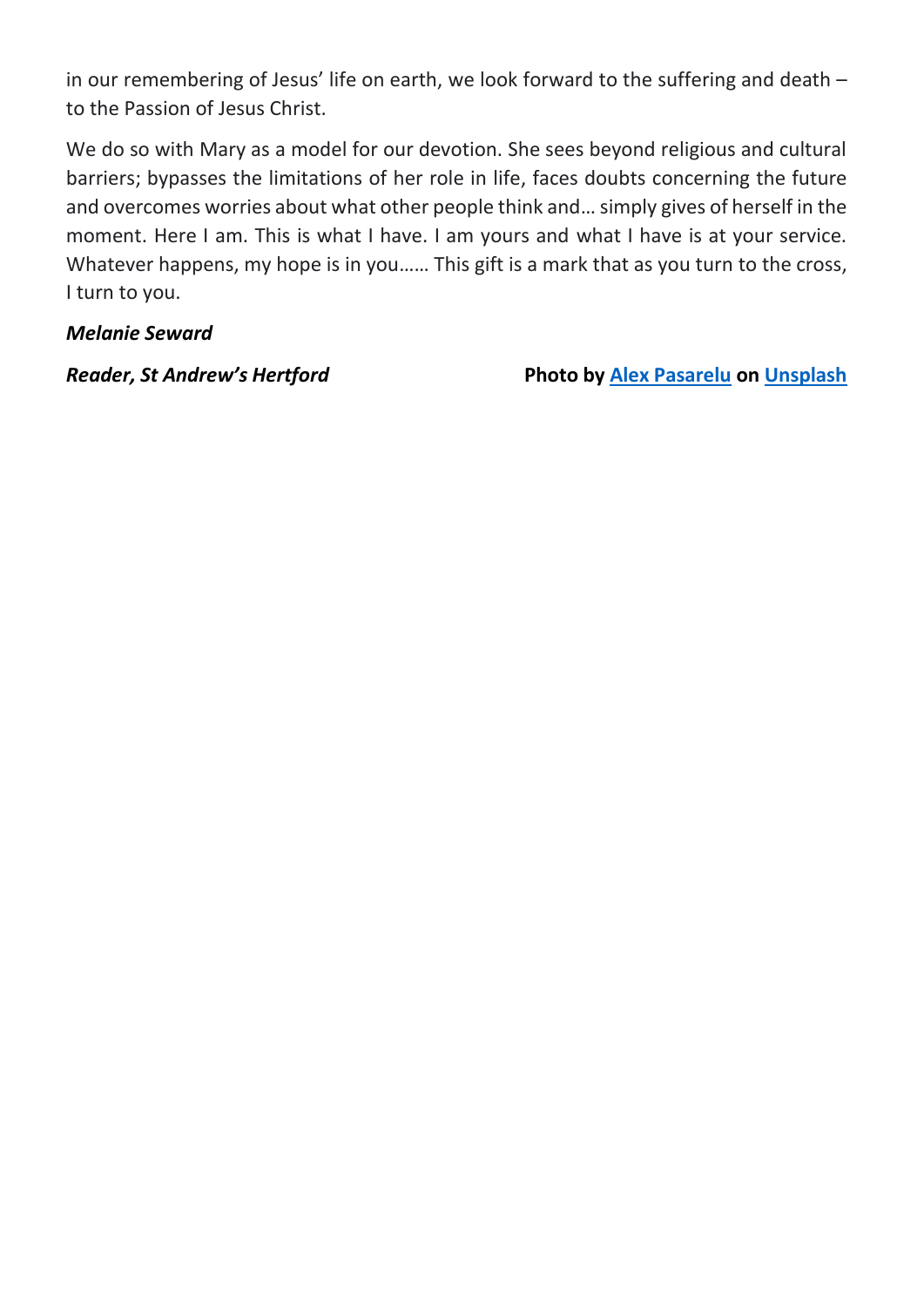in our remembering of Jesus' life on earth, we look forward to the suffering and death – to the Passion of Jesus Christ.

We do so with Mary as a model for our devotion. She sees beyond religious and cultural barriers; bypasses the limitations of her role in life, faces doubts concerning the future and overcomes worries about what other people think and… simply gives of herself in the moment. Here I am. This is what I have. I am yours and what I have is at your service. Whatever happens, my hope is in you…… This gift is a mark that as you turn to the cross, I turn to you.

***Melanie Seward***

***Reader, St Andrew's Hertford***

**Photo by [Alex Pasarelu] on [Unsplash]**